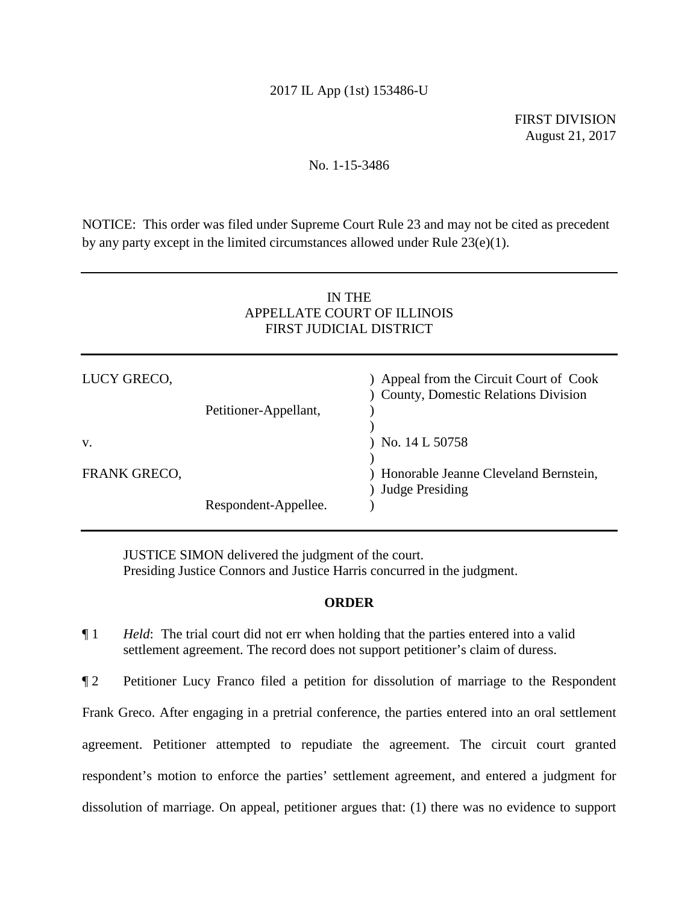2017 IL App (1st) 153486-U

FIRST DIVISION
August 21, 2017

No. 1-15-3486

NOTICE: This order was filed under Supreme Court Rule 23 and may not be cited as precedent by any party except in the limited circumstances allowed under Rule 23(e)(1).

---

IN THE
APPELLATE COURT OF ILLINOIS
FIRST JUDICIAL DISTRICT

---

| | |
|---|---|
| LUCY GRECO, | ) Appeal from the Circuit Court of Cook |
| | ) County, Domestic Relations Division |
| Petitioner-Appellant, | ) |
| | ) |
| v. | ) No. 14 L 50758 |
| | ) |
| FRANK GRECO, | ) Honorable Jeanne Cleveland Bernstein, |
| | ) Judge Presiding |
| Respondent-Appellee. | ) |

---

JUSTICE SIMON delivered the judgment of the court.
Presiding Justice Connors and Justice Harris concurred in the judgment.

## ORDER

¶ 1 *Held*: The trial court did not err when holding that the parties entered into a valid settlement agreement. The record does not support petitioner's claim of duress.

¶ 2 Petitioner Lucy Franco filed a petition for dissolution of marriage to the Respondent Frank Greco. After engaging in a pretrial conference, the parties entered into an oral settlement agreement. Petitioner attempted to repudiate the agreement. The circuit court granted respondent's motion to enforce the parties' settlement agreement, and entered a judgment for dissolution of marriage. On appeal, petitioner argues that: (1) there was no evidence to support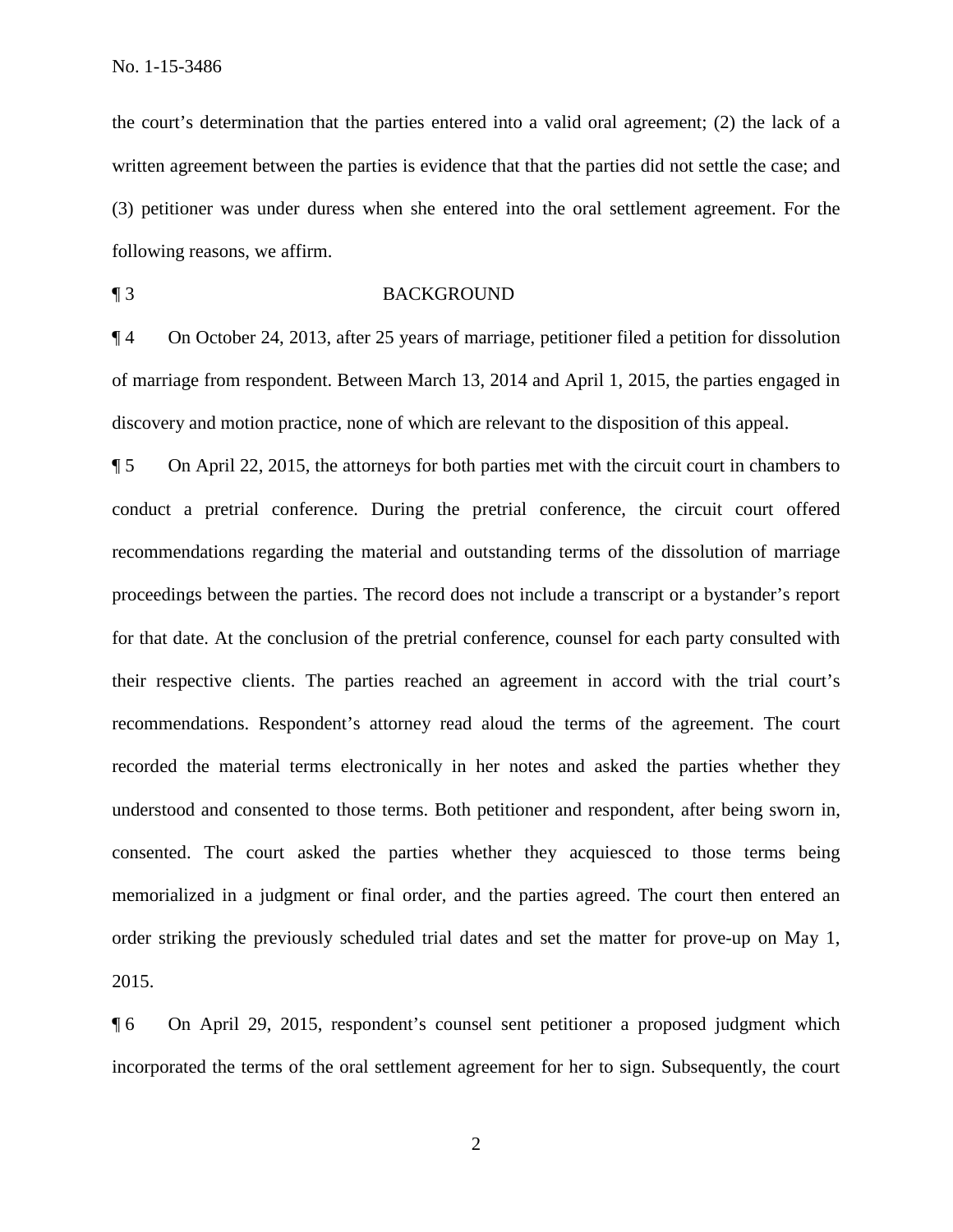the court's determination that the parties entered into a valid oral agreement; (2) the lack of a written agreement between the parties is evidence that that the parties did not settle the case; and (3) petitioner was under duress when she entered into the oral settlement agreement. For the following reasons, we affirm.

¶ 3 BACKGROUND

¶ 4 On October 24, 2013, after 25 years of marriage, petitioner filed a petition for dissolution of marriage from respondent. Between March 13, 2014 and April 1, 2015, the parties engaged in discovery and motion practice, none of which are relevant to the disposition of this appeal.

¶ 5 On April 22, 2015, the attorneys for both parties met with the circuit court in chambers to conduct a pretrial conference. During the pretrial conference, the circuit court offered recommendations regarding the material and outstanding terms of the dissolution of marriage proceedings between the parties. The record does not include a transcript or a bystander's report for that date. At the conclusion of the pretrial conference, counsel for each party consulted with their respective clients. The parties reached an agreement in accord with the trial court's recommendations. Respondent's attorney read aloud the terms of the agreement. The court recorded the material terms electronically in her notes and asked the parties whether they understood and consented to those terms. Both petitioner and respondent, after being sworn in, consented. The court asked the parties whether they acquiesced to those terms being memorialized in a judgment or final order, and the parties agreed. The court then entered an order striking the previously scheduled trial dates and set the matter for prove-up on May 1, 2015.

¶ 6 On April 29, 2015, respondent's counsel sent petitioner a proposed judgment which incorporated the terms of the oral settlement agreement for her to sign. Subsequently, the court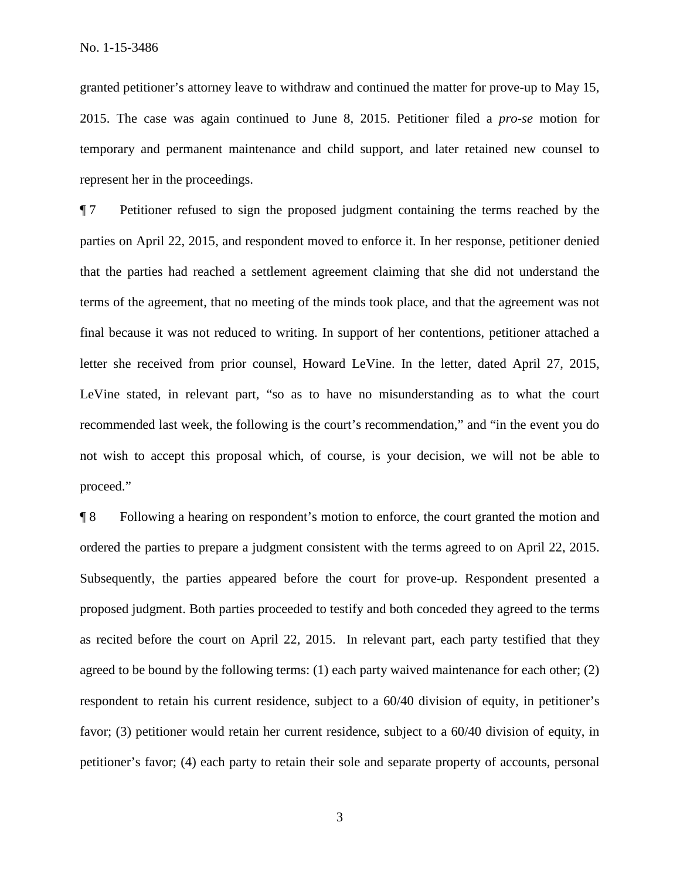granted petitioner's attorney leave to withdraw and continued the matter for prove-up to May 15, 2015. The case was again continued to June 8, 2015. Petitioner filed a *pro-se* motion for temporary and permanent maintenance and child support, and later retained new counsel to represent her in the proceedings.

¶ 7 Petitioner refused to sign the proposed judgment containing the terms reached by the parties on April 22, 2015, and respondent moved to enforce it. In her response, petitioner denied that the parties had reached a settlement agreement claiming that she did not understand the terms of the agreement, that no meeting of the minds took place, and that the agreement was not final because it was not reduced to writing. In support of her contentions, petitioner attached a letter she received from prior counsel, Howard LeVine. In the letter, dated April 27, 2015, LeVine stated, in relevant part, "so as to have no misunderstanding as to what the court recommended last week, the following is the court's recommendation," and "in the event you do not wish to accept this proposal which, of course, is your decision, we will not be able to proceed."

¶ 8 Following a hearing on respondent's motion to enforce, the court granted the motion and ordered the parties to prepare a judgment consistent with the terms agreed to on April 22, 2015. Subsequently, the parties appeared before the court for prove-up. Respondent presented a proposed judgment. Both parties proceeded to testify and both conceded they agreed to the terms as recited before the court on April 22, 2015. In relevant part, each party testified that they agreed to be bound by the following terms: (1) each party waived maintenance for each other; (2) respondent to retain his current residence, subject to a 60/40 division of equity, in petitioner's favor; (3) petitioner would retain her current residence, subject to a 60/40 division of equity, in petitioner's favor; (4) each party to retain their sole and separate property of accounts, personal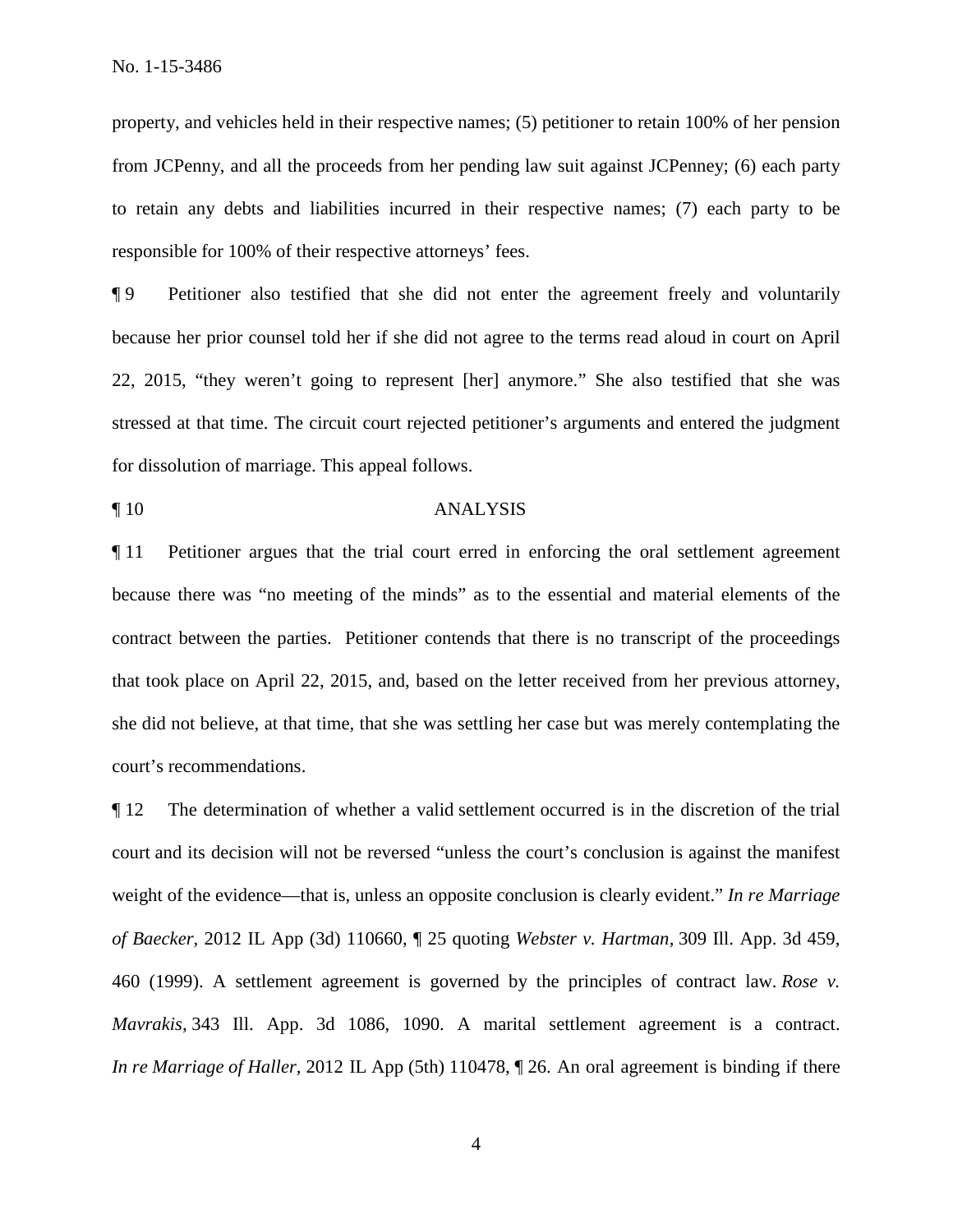property, and vehicles held in their respective names; (5) petitioner to retain 100% of her pension from JCPenny, and all the proceeds from her pending law suit against JCPenney; (6) each party to retain any debts and liabilities incurred in their respective names; (7) each party to be responsible for 100% of their respective attorneys' fees.

¶ 9 Petitioner also testified that she did not enter the agreement freely and voluntarily because her prior counsel told her if she did not agree to the terms read aloud in court on April 22, 2015, "they weren't going to represent [her] anymore." She also testified that she was stressed at that time. The circuit court rejected petitioner's arguments and entered the judgment for dissolution of marriage. This appeal follows.

¶ 10 ANALYSIS

¶ 11 Petitioner argues that the trial court erred in enforcing the oral settlement agreement because there was "no meeting of the minds" as to the essential and material elements of the contract between the parties. Petitioner contends that there is no transcript of the proceedings that took place on April 22, 2015, and, based on the letter received from her previous attorney, she did not believe, at that time, that she was settling her case but was merely contemplating the court's recommendations.

¶ 12 The determination of whether a valid settlement occurred is in the discretion of the trial court and its decision will not be reversed "unless the court's conclusion is against the manifest weight of the evidence—that is, unless an opposite conclusion is clearly evident." *In re Marriage of Baecker*, 2012 IL App (3d) 110660, ¶ 25 quoting *Webster v. Hartman*, 309 Ill. App. 3d 459, 460 (1999). A settlement agreement is governed by the principles of contract law. *Rose v. Mavrakis*, 343 Ill. App. 3d 1086, 1090. A marital settlement agreement is a contract. *In re Marriage of Haller*, 2012 IL App (5th) 110478, ¶ 26. An oral agreement is binding if there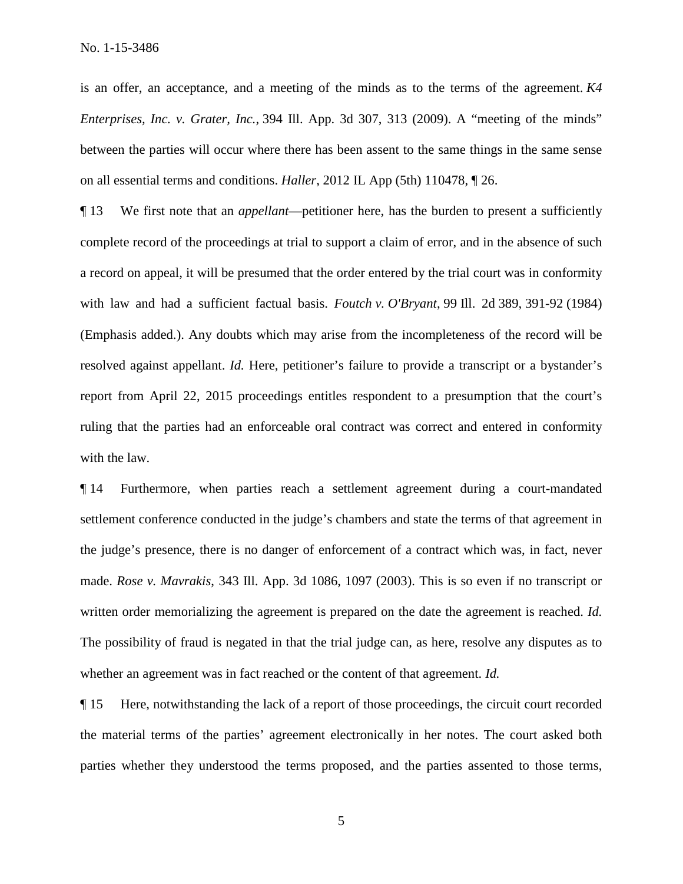is an offer, an acceptance, and a meeting of the minds as to the terms of the agreement. *K4 Enterprises, Inc. v. Grater, Inc.*, 394 Ill. App. 3d 307, 313 (2009). A "meeting of the minds" between the parties will occur where there has been assent to the same things in the same sense on all essential terms and conditions. *Haller*, 2012 IL App (5th) 110478, ¶ 26.

¶ 13 We first note that an *appellant*—petitioner here, has the burden to present a sufficiently complete record of the proceedings at trial to support a claim of error, and in the absence of such a record on appeal, it will be presumed that the order entered by the trial court was in conformity with law and had a sufficient factual basis. *Foutch v. O'Bryant*, 99 Ill. 2d 389, 391-92 (1984) (Emphasis added.). Any doubts which may arise from the incompleteness of the record will be resolved against appellant. *Id.* Here, petitioner's failure to provide a transcript or a bystander's report from April 22, 2015 proceedings entitles respondent to a presumption that the court's ruling that the parties had an enforceable oral contract was correct and entered in conformity with the law.

¶ 14 Furthermore, when parties reach a settlement agreement during a court-mandated settlement conference conducted in the judge's chambers and state the terms of that agreement in the judge's presence, there is no danger of enforcement of a contract which was, in fact, never made. *Rose v. Mavrakis*, 343 Ill. App. 3d 1086, 1097 (2003). This is so even if no transcript or written order memorializing the agreement is prepared on the date the agreement is reached. *Id.* The possibility of fraud is negated in that the trial judge can, as here, resolve any disputes as to whether an agreement was in fact reached or the content of that agreement. *Id.*

¶ 15 Here, notwithstanding the lack of a report of those proceedings, the circuit court recorded the material terms of the parties' agreement electronically in her notes. The court asked both parties whether they understood the terms proposed, and the parties assented to those terms,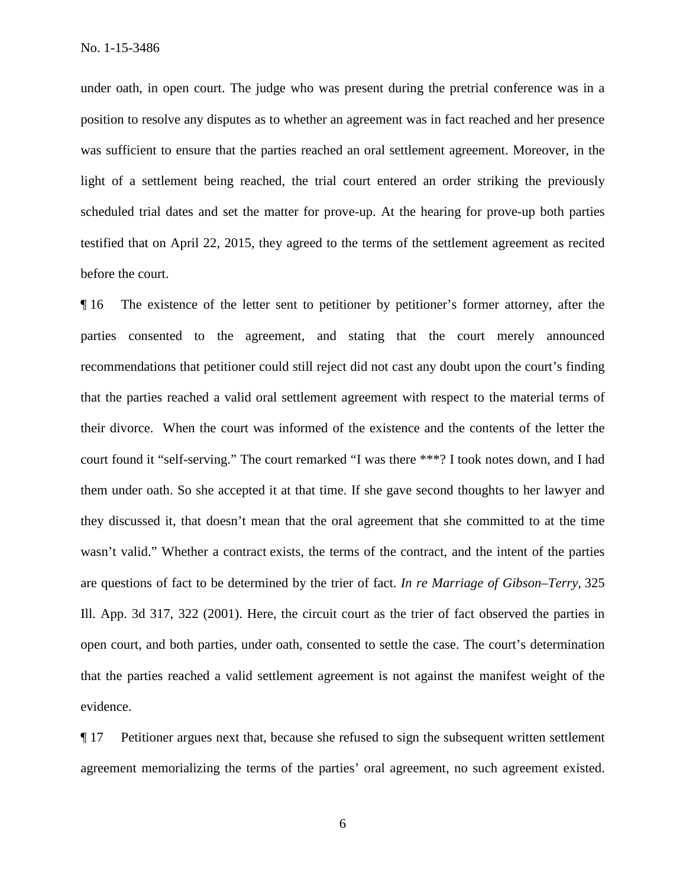under oath, in open court. The judge who was present during the pretrial conference was in a position to resolve any disputes as to whether an agreement was in fact reached and her presence was sufficient to ensure that the parties reached an oral settlement agreement. Moreover, in the light of a settlement being reached, the trial court entered an order striking the previously scheduled trial dates and set the matter for prove-up. At the hearing for prove-up both parties testified that on April 22, 2015, they agreed to the terms of the settlement agreement as recited before the court.

¶ 16 The existence of the letter sent to petitioner by petitioner's former attorney, after the parties consented to the agreement, and stating that the court merely announced recommendations that petitioner could still reject did not cast any doubt upon the court's finding that the parties reached a valid oral settlement agreement with respect to the material terms of their divorce. When the court was informed of the existence and the contents of the letter the court found it "self-serving." The court remarked "I was there ***? I took notes down, and I had them under oath. So she accepted it at that time. If she gave second thoughts to her lawyer and they discussed it, that doesn't mean that the oral agreement that she committed to at the time wasn't valid." Whether a contract exists, the terms of the contract, and the intent of the parties are questions of fact to be determined by the trier of fact. *In re Marriage of Gibson–Terry*, 325 Ill. App. 3d 317, 322 (2001). Here, the circuit court as the trier of fact observed the parties in open court, and both parties, under oath, consented to settle the case. The court's determination that the parties reached a valid settlement agreement is not against the manifest weight of the evidence.

¶ 17 Petitioner argues next that, because she refused to sign the subsequent written settlement agreement memorializing the terms of the parties' oral agreement, no such agreement existed.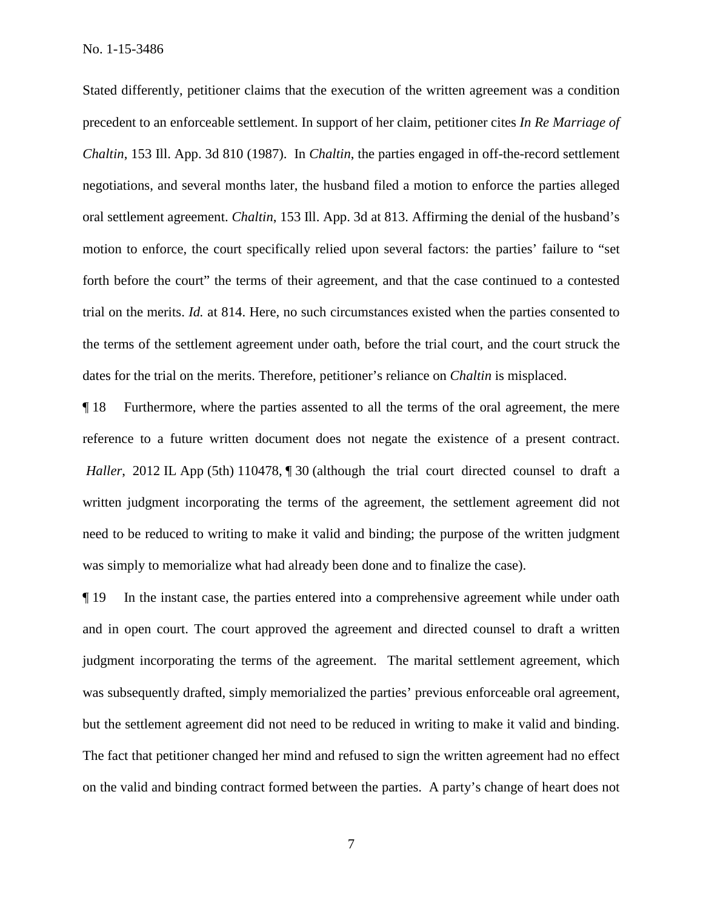Stated differently, petitioner claims that the execution of the written agreement was a condition precedent to an enforceable settlement. In support of her claim, petitioner cites *In Re Marriage of Chaltin*, 153 Ill. App. 3d 810 (1987). In *Chaltin*, the parties engaged in off-the-record settlement negotiations, and several months later, the husband filed a motion to enforce the parties alleged oral settlement agreement. *Chaltin*, 153 Ill. App. 3d at 813. Affirming the denial of the husband's motion to enforce, the court specifically relied upon several factors: the parties' failure to "set forth before the court" the terms of their agreement, and that the case continued to a contested trial on the merits. *Id.* at 814. Here, no such circumstances existed when the parties consented to the terms of the settlement agreement under oath, before the trial court, and the court struck the dates for the trial on the merits. Therefore, petitioner's reliance on *Chaltin* is misplaced.

¶ 18 Furthermore, where the parties assented to all the terms of the oral agreement, the mere reference to a future written document does not negate the existence of a present contract. *Haller*, 2012 IL App (5th) 110478, ¶ 30 (although the trial court directed counsel to draft a written judgment incorporating the terms of the agreement, the settlement agreement did not need to be reduced to writing to make it valid and binding; the purpose of the written judgment was simply to memorialize what had already been done and to finalize the case).

¶ 19 In the instant case, the parties entered into a comprehensive agreement while under oath and in open court. The court approved the agreement and directed counsel to draft a written judgment incorporating the terms of the agreement. The marital settlement agreement, which was subsequently drafted, simply memorialized the parties' previous enforceable oral agreement, but the settlement agreement did not need to be reduced in writing to make it valid and binding. The fact that petitioner changed her mind and refused to sign the written agreement had no effect on the valid and binding contract formed between the parties. A party's change of heart does not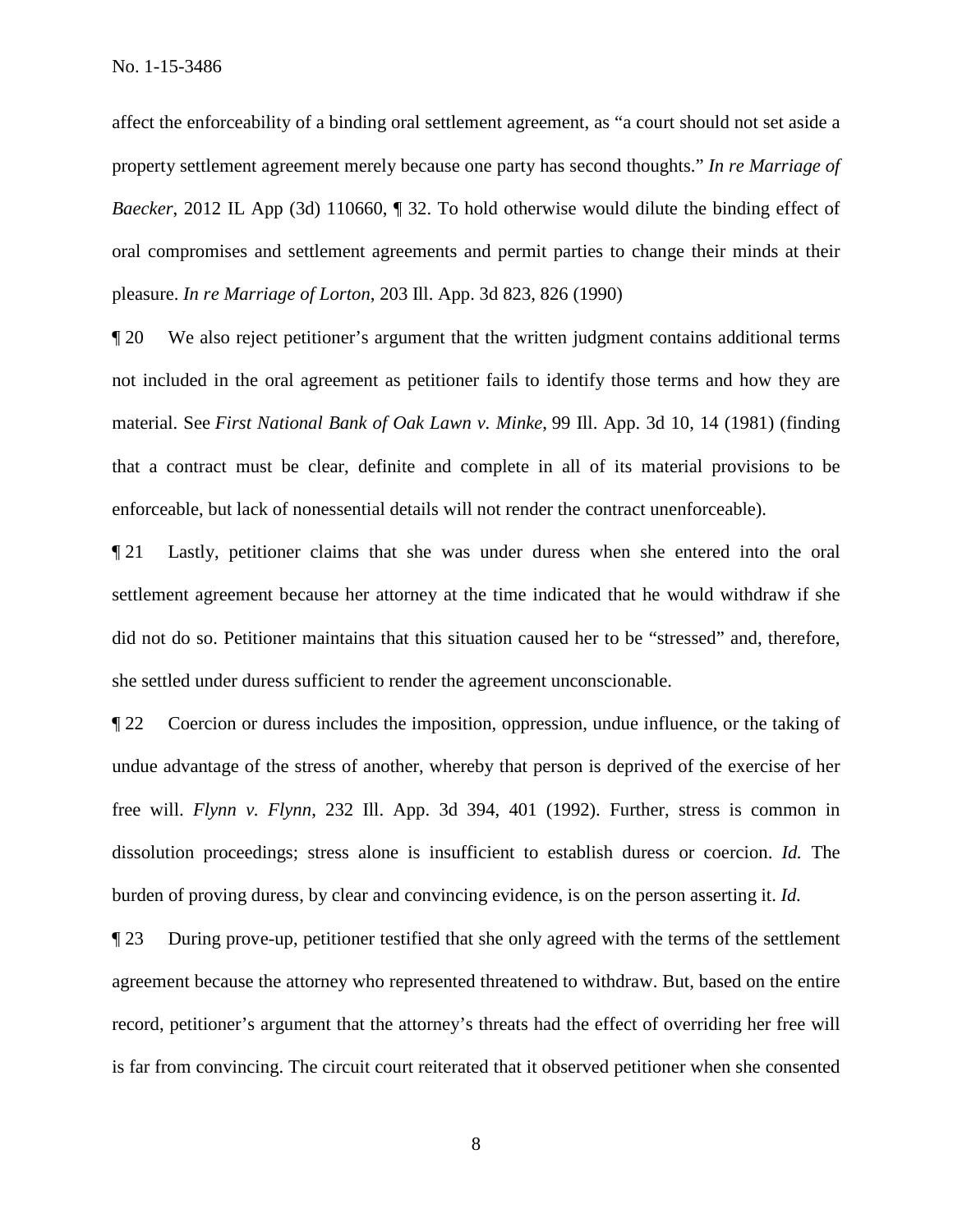affect the enforceability of a binding oral settlement agreement, as "a court should not set aside a property settlement agreement merely because one party has second thoughts." *In re Marriage of Baecker*, 2012 IL App (3d) 110660, ¶ 32. To hold otherwise would dilute the binding effect of oral compromises and settlement agreements and permit parties to change their minds at their pleasure. *In re Marriage of Lorton*, 203 Ill. App. 3d 823, 826 (1990)

¶ 20 We also reject petitioner's argument that the written judgment contains additional terms not included in the oral agreement as petitioner fails to identify those terms and how they are material. See *First National Bank of Oak Lawn v. Minke*, 99 Ill. App. 3d 10, 14 (1981) (finding that a contract must be clear, definite and complete in all of its material provisions to be enforceable, but lack of nonessential details will not render the contract unenforceable).

¶ 21 Lastly, petitioner claims that she was under duress when she entered into the oral settlement agreement because her attorney at the time indicated that he would withdraw if she did not do so. Petitioner maintains that this situation caused her to be "stressed" and, therefore, she settled under duress sufficient to render the agreement unconscionable.

¶ 22 Coercion or duress includes the imposition, oppression, undue influence, or the taking of undue advantage of the stress of another, whereby that person is deprived of the exercise of her free will. *Flynn v. Flynn*, 232 Ill. App. 3d 394, 401 (1992). Further, stress is common in dissolution proceedings; stress alone is insufficient to establish duress or coercion. *Id.* The burden of proving duress, by clear and convincing evidence, is on the person asserting it. *Id.*

¶ 23 During prove-up, petitioner testified that she only agreed with the terms of the settlement agreement because the attorney who represented threatened to withdraw. But, based on the entire record, petitioner's argument that the attorney's threats had the effect of overriding her free will is far from convincing. The circuit court reiterated that it observed petitioner when she consented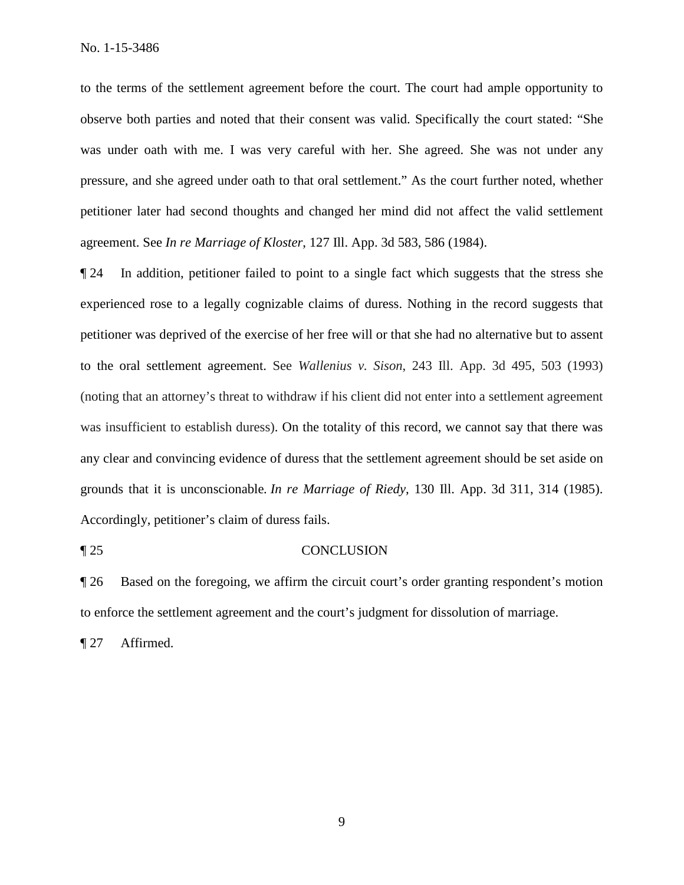to the terms of the settlement agreement before the court. The court had ample opportunity to observe both parties and noted that their consent was valid. Specifically the court stated: "She was under oath with me. I was very careful with her. She agreed. She was not under any pressure, and she agreed under oath to that oral settlement." As the court further noted, whether petitioner later had second thoughts and changed her mind did not affect the valid settlement agreement. See *In re Marriage of Kloster*, 127 Ill. App. 3d 583, 586 (1984).

¶ 24 In addition, petitioner failed to point to a single fact which suggests that the stress she experienced rose to a legally cognizable claims of duress. Nothing in the record suggests that petitioner was deprived of the exercise of her free will or that she had no alternative but to assent to the oral settlement agreement. See *Wallenius v. Sison*, 243 Ill. App. 3d 495, 503 (1993) (noting that an attorney's threat to withdraw if his client did not enter into a settlement agreement was insufficient to establish duress). On the totality of this record, we cannot say that there was any clear and convincing evidence of duress that the settlement agreement should be set aside on grounds that it is unconscionable. *In re Marriage of Riedy*, 130 Ill. App. 3d 311, 314 (1985). Accordingly, petitioner's claim of duress fails.

¶ 25 CONCLUSION

¶ 26 Based on the foregoing, we affirm the circuit court's order granting respondent's motion to enforce the settlement agreement and the court's judgment for dissolution of marriage.

¶ 27 Affirmed.